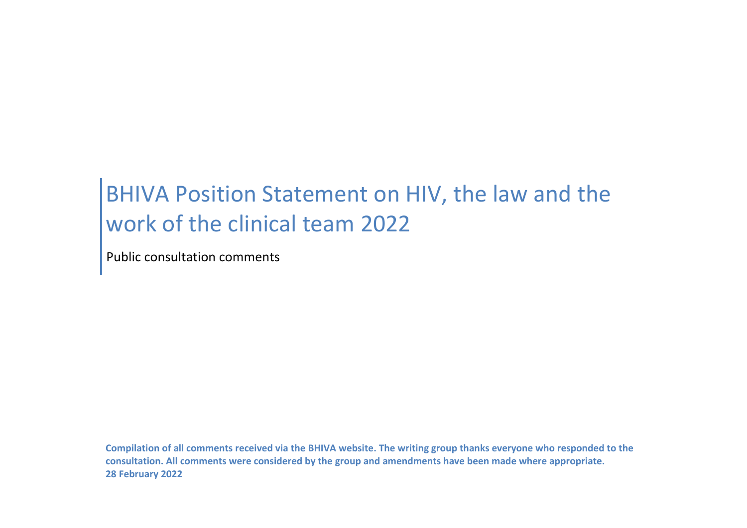# BHIVA Position Statement on HIV, the law and the work of the clinical team 2022

Public consultation comments

**Compilation of all comments received via the BHIVA website. The writing group thanks everyone who responded to the consultation. All comments were considered by the group and amendments have been made where appropriate.**
**28 February 2022**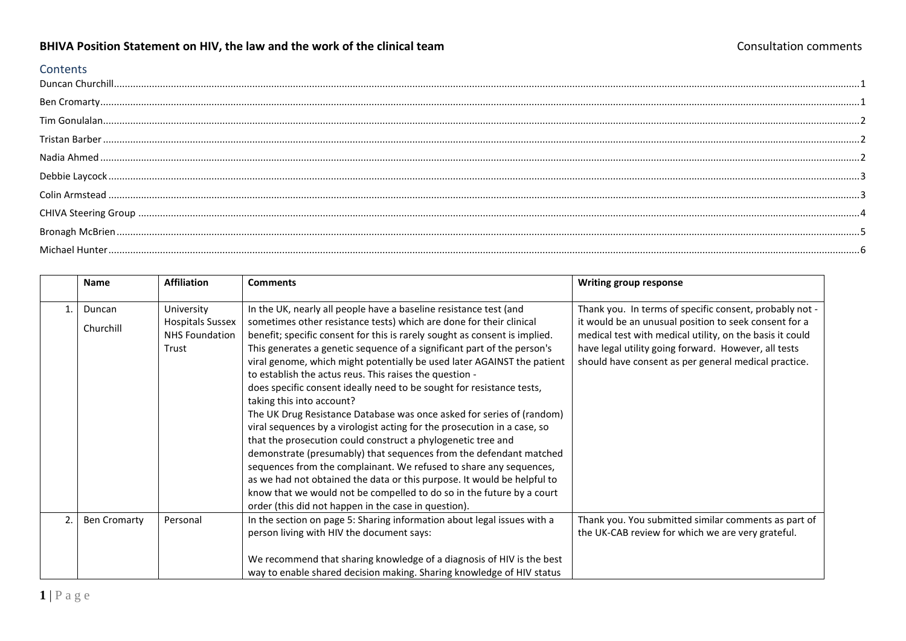**BHIVA Position Statement on HIV, the law and the work of the clinical team** Consultation comments

## Contents

- Duncan Churchill ... 1
- Ben Cromarty ... 1
- Tim Gonulalan ... 2
- Tristan Barber ... 2
- Nadia Ahmed ... 2
- Debbie Laycock ... 3
- Colin Armstead ... 3
- CHIVA Steering Group ... 4
- Bronagh McBrien ... 5
- Michael Hunter ... 6

| | Name | Affiliation | Comments | Writing group response |
|---|---|---|---|---|
| 1. | Duncan Churchill | University Hospitals Sussex NHS Foundation Trust | In the UK, nearly all people have a baseline resistance test (and sometimes other resistance tests) which are done for their clinical benefit; specific consent for this is rarely sought as consent is implied. This generates a genetic sequence of a significant part of the person's viral genome, which might potentially be used later AGAINST the patient to establish the actus reus. This raises the question - does specific consent ideally need to be sought for resistance tests, taking this into account? The UK Drug Resistance Database was once asked for series of (random) viral sequences by a virologist acting for the prosecution in a case, so that the prosecution could construct a phylogenetic tree and demonstrate (presumably) that sequences from the defendant matched sequences from the complainant. We refused to share any sequences, as we had not obtained the data or this purpose. It would be helpful to know that we would not be compelled to do so in the future by a court order (this did not happen in the case in question). | Thank you. In terms of specific consent, probably not - it would be an unusual position to seek consent for a medical test with medical utility, on the basis it could have legal utility going forward. However, all tests should have consent as per general medical practice. |
| 2. | Ben Cromarty | Personal | In the section on page 5: Sharing information about legal issues with a person living with HIV the document says:<br><br>We recommend that sharing knowledge of a diagnosis of HIV is the best way to enable shared decision making. Sharing knowledge of HIV status | Thank you. You submitted similar comments as part of the UK-CAB review for which we are very grateful. |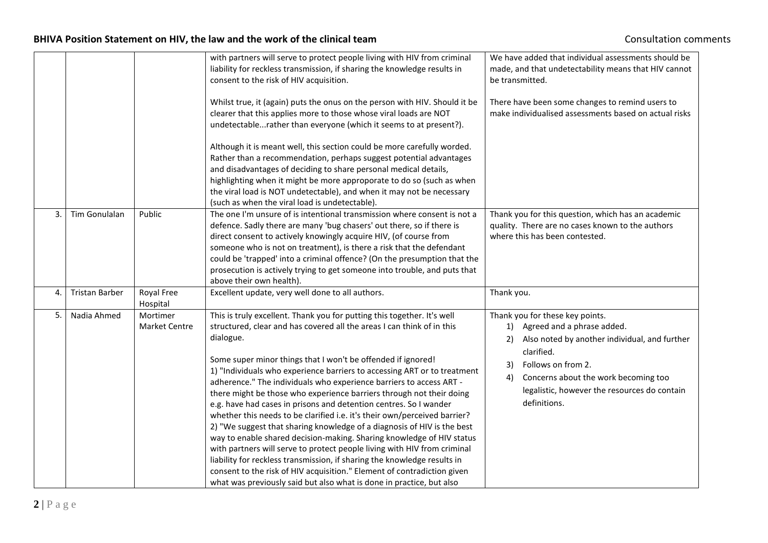| | | | | |
|---|---|---|---|---|
| | | | with partners will serve to protect people living with HIV from criminal liability for reckless transmission, if sharing the knowledge results in consent to the risk of HIV acquisition.<br><br>Whilst true, it (again) puts the onus on the person with HIV. Should it be clearer that this applies more to those whose viral loads are NOT undetectable...rather than everyone (which it seems to at present?).<br><br>Although it is meant well, this section could be more carefully worded. Rather than a recommendation, perhaps suggest potential advantages and disadvantages of deciding to share personal medical details, highlighting when it might be more approporate to do so (such as when the viral load is NOT undetectable), and when it may not be necessary (such as when the viral load is undetectable). | We have added that individual assessments should be made, and that undetectability means that HIV cannot be transmitted.<br><br>There have been some changes to remind users to make individualised assessments based on actual risks |
| 3. | Tim Gonulalan | Public | The one I'm unsure of is intentional transmission where consent is not a defence. Sadly there are many 'bug chasers' out there, so if there is direct consent to actively knowingly acquire HIV, (of course from someone who is not on treatment), is there a risk that the defendant could be 'trapped' into a criminal offence? (On the presumption that the prosecution is actively trying to get someone into trouble, and puts that above their own health). | Thank you for this question, which has an academic quality. There are no cases known to the authors where this has been contested. |
| 4. | Tristan Barber | Royal Free Hospital | Excellent update, very well done to all authors. | Thank you. |
| 5. | Nadia Ahmed | Mortimer Market Centre | This is truly excellent. Thank you for putting this together. It's well structured, clear and has covered all the areas I can think of in this dialogue.<br><br>Some super minor things that I won't be offended if ignored!<br>1) "Individuals who experience barriers to accessing ART or to treatment adherence." The individuals who experience barriers to access ART - there might be those who experience barriers through not their doing e.g. have had cases in prisons and detention centres. So I wander whether this needs to be clarified i.e. it's their own/perceived barrier?<br>2) "We suggest that sharing knowledge of a diagnosis of HIV is the best way to enable shared decision-making. Sharing knowledge of HIV status with partners will serve to protect people living with HIV from criminal liability for reckless transmission, if sharing the knowledge results in consent to the risk of HIV acquisition." Element of contradiction given what was previously said but also what is done in practice, but also | Thank you for these key points.<br>1) Agreed and a phrase added.<br>2) Also noted by another individual, and further clarified.<br>3) Follows on from 2.<br>4) Concerns about the work becoming too legalistic, however the resources do contain definitions. |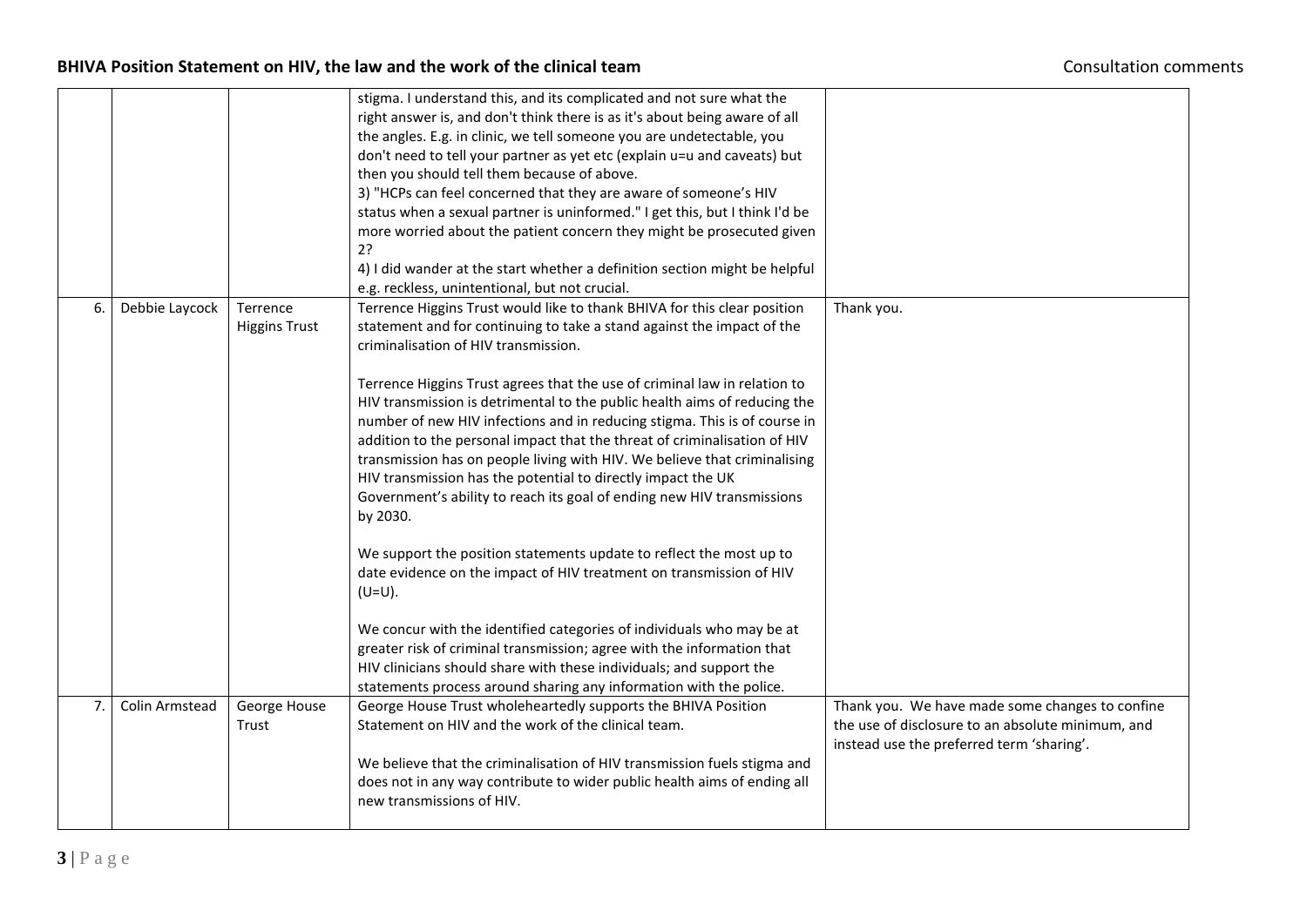| | | | | |
|---|---|---|---|---|
| | | | stigma. I understand this, and its complicated and not sure what the right answer is, and don't think there is as it's about being aware of all the angles. E.g. in clinic, we tell someone you are undetectable, you don't need to tell your partner as yet etc (explain u=u and caveats) but then you should tell them because of above.<br>3) "HCPs can feel concerned that they are aware of someone's HIV status when a sexual partner is uninformed." I get this, but I think I'd be more worried about the patient concern they might be prosecuted given 2?<br>4) I did wander at the start whether a definition section might be helpful e.g. reckless, unintentional, but not crucial. | |
| 6. | Debbie Laycock | Terrence Higgins Trust | Terrence Higgins Trust would like to thank BHIVA for this clear position statement and for continuing to take a stand against the impact of the criminalisation of HIV transmission.<br><br>Terrence Higgins Trust agrees that the use of criminal law in relation to HIV transmission is detrimental to the public health aims of reducing the number of new HIV infections and in reducing stigma. This is of course in addition to the personal impact that the threat of criminalisation of HIV transmission has on people living with HIV. We believe that criminalising HIV transmission has the potential to directly impact the UK Government's ability to reach its goal of ending new HIV transmissions by 2030.<br><br>We support the position statements update to reflect the most up to date evidence on the impact of HIV treatment on transmission of HIV (U=U).<br><br>We concur with the identified categories of individuals who may be at greater risk of criminal transmission; agree with the information that HIV clinicians should share with these individuals; and support the statements process around sharing any information with the police. | Thank you. |
| 7. | Colin Armstead | George House Trust | George House Trust wholeheartedly supports the BHIVA Position Statement on HIV and the work of the clinical team.<br><br>We believe that the criminalisation of HIV transmission fuels stigma and does not in any way contribute to wider public health aims of ending all new transmissions of HIV. | Thank you. We have made some changes to confine the use of disclosure to an absolute minimum, and instead use the preferred term 'sharing'. |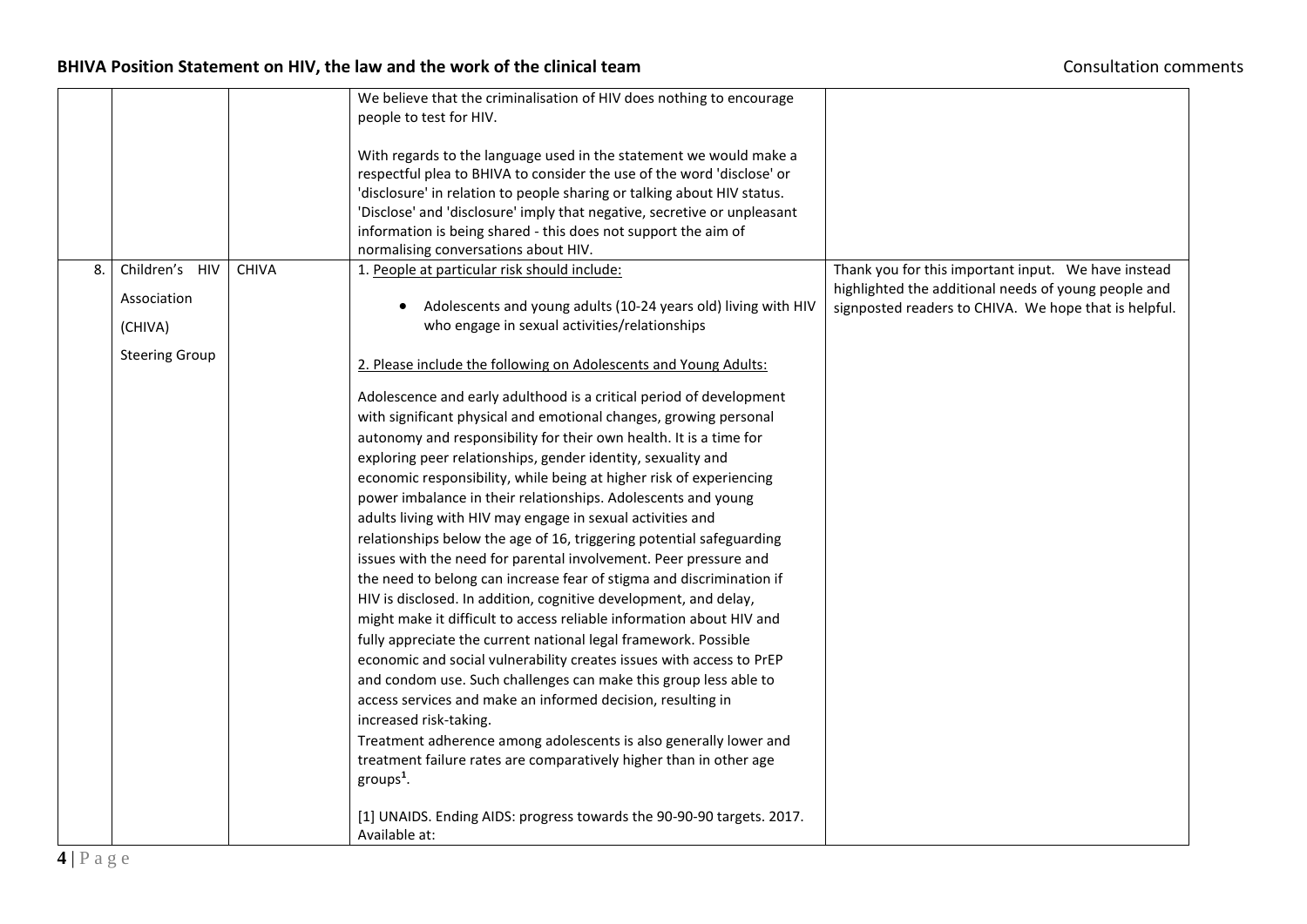|  |  |  | We believe that the criminalisation of HIV does nothing to encourage people to test for HIV.<br><br>With regards to the language used in the statement we would make a respectful plea to BHIVA to consider the use of the word 'disclose' or 'disclosure' in relation to people sharing or talking about HIV status. 'Disclose' and 'disclosure' imply that negative, secretive or unpleasant information is being shared - this does not support the aim of normalising conversations about HIV. |  |
|---|---|---|---|---|
| 8. | Children's HIV Association (CHIVA) Steering Group | CHIVA | 1. People at particular risk should include:<br><br>• Adolescents and young adults (10-24 years old) living with HIV who engage in sexual activities/relationships<br><br>2. Please include the following on Adolescents and Young Adults:<br><br>Adolescence and early adulthood is a critical period of development with significant physical and emotional changes, growing personal autonomy and responsibility for their own health. It is a time for exploring peer relationships, gender identity, sexuality and economic responsibility, while being at higher risk of experiencing power imbalance in their relationships. Adolescents and young adults living with HIV may engage in sexual activities and relationships below the age of 16, triggering potential safeguarding issues with the need for parental involvement. Peer pressure and the need to belong can increase fear of stigma and discrimination if HIV is disclosed. In addition, cognitive development, and delay, might make it difficult to access reliable information about HIV and fully appreciate the current national legal framework. Possible economic and social vulnerability creates issues with access to PrEP and condom use. Such challenges can make this group less able to access services and make an informed decision, resulting in increased risk-taking.<br>Treatment adherence among adolescents is also generally lower and treatment failure rates are comparatively higher than in other age groups[1].<br><br>[1] UNAIDS. Ending AIDS: progress towards the 90-90-90 targets. 2017. Available at: | Thank you for this important input. We have instead highlighted the additional needs of young people and signposted readers to CHIVA. We hope that is helpful. |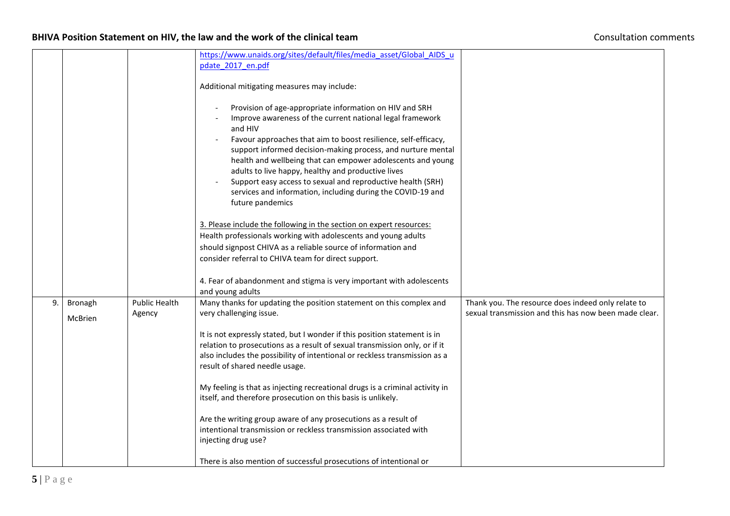| | | | | |
|---|---|---|---|---|
| | | | https://www.unaids.org/sites/default/files/media_asset/Global_AIDS_update_2017_en.pdf<br><br>Additional mitigating measures may include:<br><br>- Provision of age-appropriate information on HIV and SRH<br>- Improve awareness of the current national legal framework and HIV<br>- Favour approaches that aim to boost resilience, self-efficacy, support informed decision-making process, and nurture mental health and wellbeing that can empower adolescents and young adults to live happy, healthy and productive lives<br>- Support easy access to sexual and reproductive health (SRH) services and information, including during the COVID-19 and future pandemics<br><br>3. Please include the following in the section on expert resources: Health professionals working with adolescents and young adults should signpost CHIVA as a reliable source of information and consider referral to CHIVA team for direct support.<br><br>4. Fear of abandonment and stigma is very important with adolescents and young adults | |
| 9. | Bronagh McBrien | Public Health Agency | Many thanks for updating the position statement on this complex and very challenging issue.<br><br>It is not expressly stated, but I wonder if this position statement is in relation to prosecutions as a result of sexual transmission only, or if it also includes the possibility of intentional or reckless transmission as a result of shared needle usage.<br><br>My feeling is that as injecting recreational drugs is a criminal activity in itself, and therefore prosecution on this basis is unlikely.<br><br>Are the writing group aware of any prosecutions as a result of intentional transmission or reckless transmission associated with injecting drug use?<br><br>There is also mention of successful prosecutions of intentional or | Thank you. The resource does indeed only relate to sexual transmission and this has now been made clear. |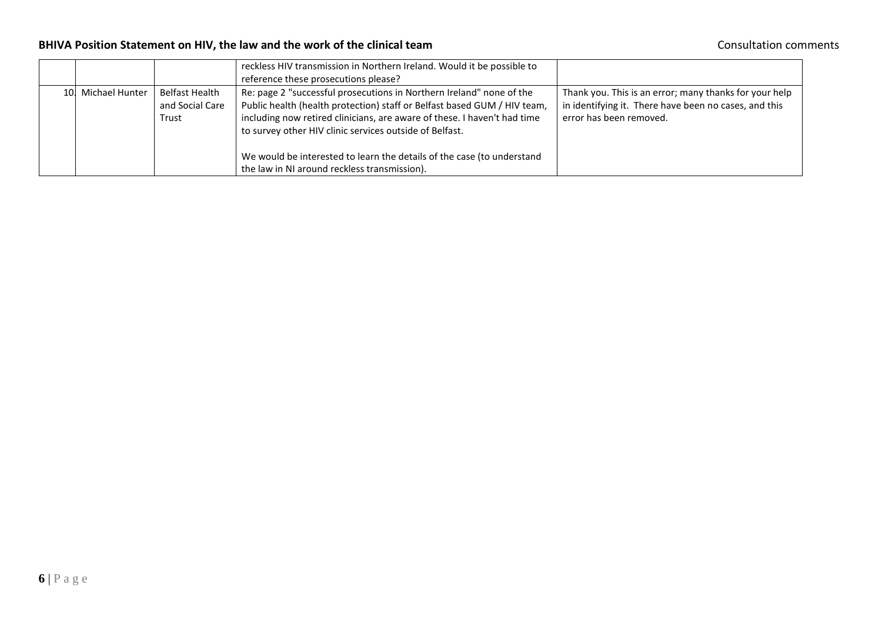| | | | | |
|---|---|---|---|---|
| | | | reckless HIV transmission in Northern Ireland. Would it be possible to reference these prosecutions please? | |
| 10. | Michael Hunter | Belfast Health and Social Care Trust | Re: page 2 "successful prosecutions in Northern Ireland" none of the Public health (health protection) staff or Belfast based GUM / HIV team, including now retired clinicians, are aware of these. I haven't had time to survey other HIV clinic services outside of Belfast.<br><br>We would be interested to learn the details of the case (to understand the law in NI around reckless transmission). | Thank you. This is an error; many thanks for your help in identifying it. There have been no cases, and this error has been removed. |